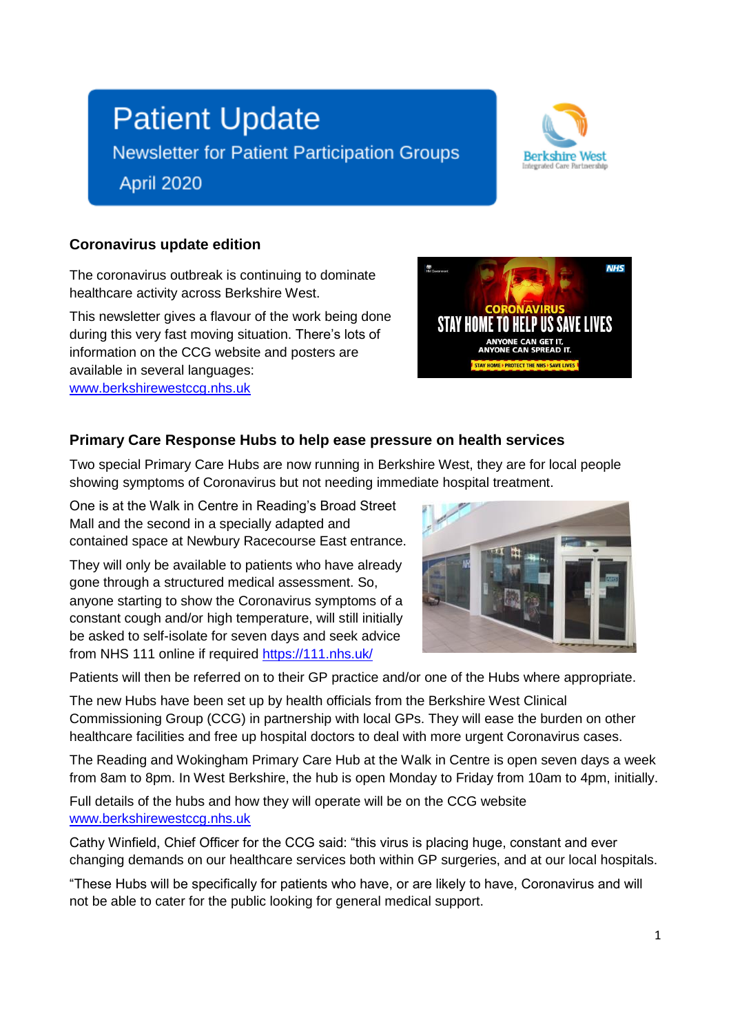# Patient Update

Newsletter for Patient Participation Groups

April 2020

## Coronavirus update edition

The coronavirus outbreak is continuing to dominate healthcare activity across Berkshire West.

This newsletter gives a flavour of the work being done during this very fast moving situation. There's lots of information on the CCG website and posters are available in several languages: www.berkshirewestccg.nhs.uk

## Primary Care Response Hubs to help ease pressure on health services

Two special Primary Care Hubs are now running in Berkshire West, they are for local people showing symptoms of Coronavirus but not needing immediate hospital treatment.

One is at the Walk in Centre in Reading's Broad Street Mall and the second in a specially adapted and contained space at Newbury Racecourse East entrance.

They will only be available to patients who have already gone through a structured medical assessment. So, anyone starting to show the Coronavirus symptoms of a constant cough and/or high temperature, will still initially be asked to self-isolate for seven days and seek advice from NHS 111 online if required https://111.nhs.uk/

Patients will then be referred on to their GP practice and/or one of the Hubs where appropriate.

The new Hubs have been set up by health officials from the Berkshire West Clinical Commissioning Group (CCG) in partnership with local GPs. They will ease the burden on other healthcare facilities and free up hospital doctors to deal with more urgent Coronavirus cases.

The Reading and Wokingham Primary Care Hub at the Walk in Centre is open seven days a week from 8am to 8pm. In West Berkshire, the hub is open Monday to Friday from 10am to 4pm, initially.

Full details of the hubs and how they will operate will be on the CCG website www.berkshirewestccg.nhs.uk

Cathy Winfield, Chief Officer for the CCG said: "this virus is placing huge, constant and ever changing demands on our healthcare services both within GP surgeries, and at our local hospitals.

"These Hubs will be specifically for patients who have, or are likely to have, Coronavirus and will not be able to cater for the public looking for general medical support.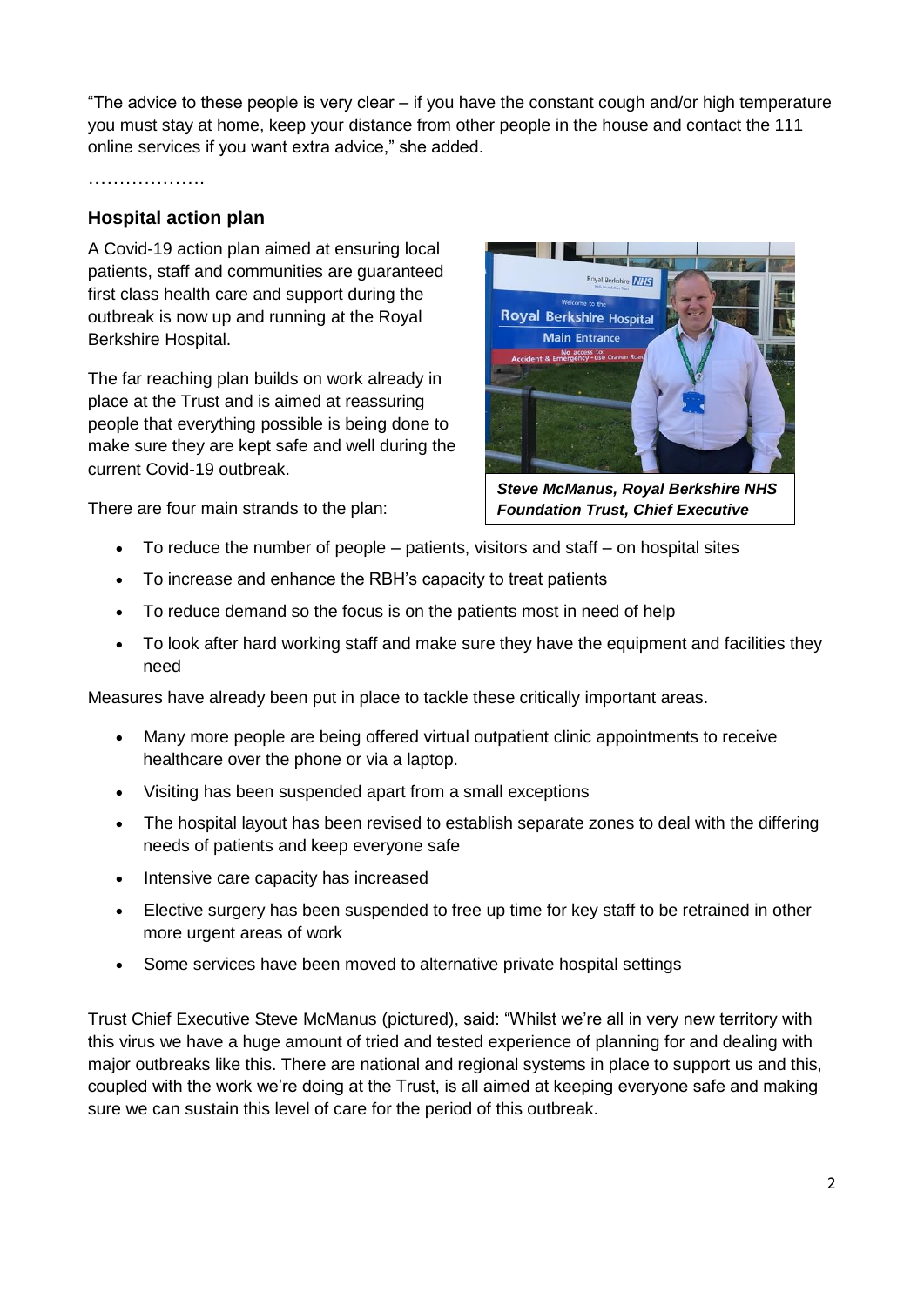"The advice to these people is very clear – if you have the constant cough and/or high temperature you must stay at home, keep your distance from other people in the house and contact the 111 online services if you want extra advice," she added.

……………….

### Hospital action plan

A Covid-19 action plan aimed at ensuring local patients, staff and communities are guaranteed first class health care and support during the outbreak is now up and running at the Royal Berkshire Hospital.

The far reaching plan builds on work already in place at the Trust and is aimed at reassuring people that everything possible is being done to make sure they are kept safe and well during the current Covid-19 outbreak.

***Steve McManus, Royal Berkshire NHS Foundation Trust, Chief Executive***

There are four main strands to the plan:

- To reduce the number of people – patients, visitors and staff – on hospital sites
- To increase and enhance the RBH's capacity to treat patients
- To reduce demand so the focus is on the patients most in need of help
- To look after hard working staff and make sure they have the equipment and facilities they need

Measures have already been put in place to tackle these critically important areas.

- Many more people are being offered virtual outpatient clinic appointments to receive healthcare over the phone or via a laptop.
- Visiting has been suspended apart from a small exceptions
- The hospital layout has been revised to establish separate zones to deal with the differing needs of patients and keep everyone safe
- Intensive care capacity has increased
- Elective surgery has been suspended to free up time for key staff to be retrained in other more urgent areas of work
- Some services have been moved to alternative private hospital settings

Trust Chief Executive Steve McManus (pictured), said: "Whilst we're all in very new territory with this virus we have a huge amount of tried and tested experience of planning for and dealing with major outbreaks like this. There are national and regional systems in place to support us and this, coupled with the work we're doing at the Trust, is all aimed at keeping everyone safe and making sure we can sustain this level of care for the period of this outbreak.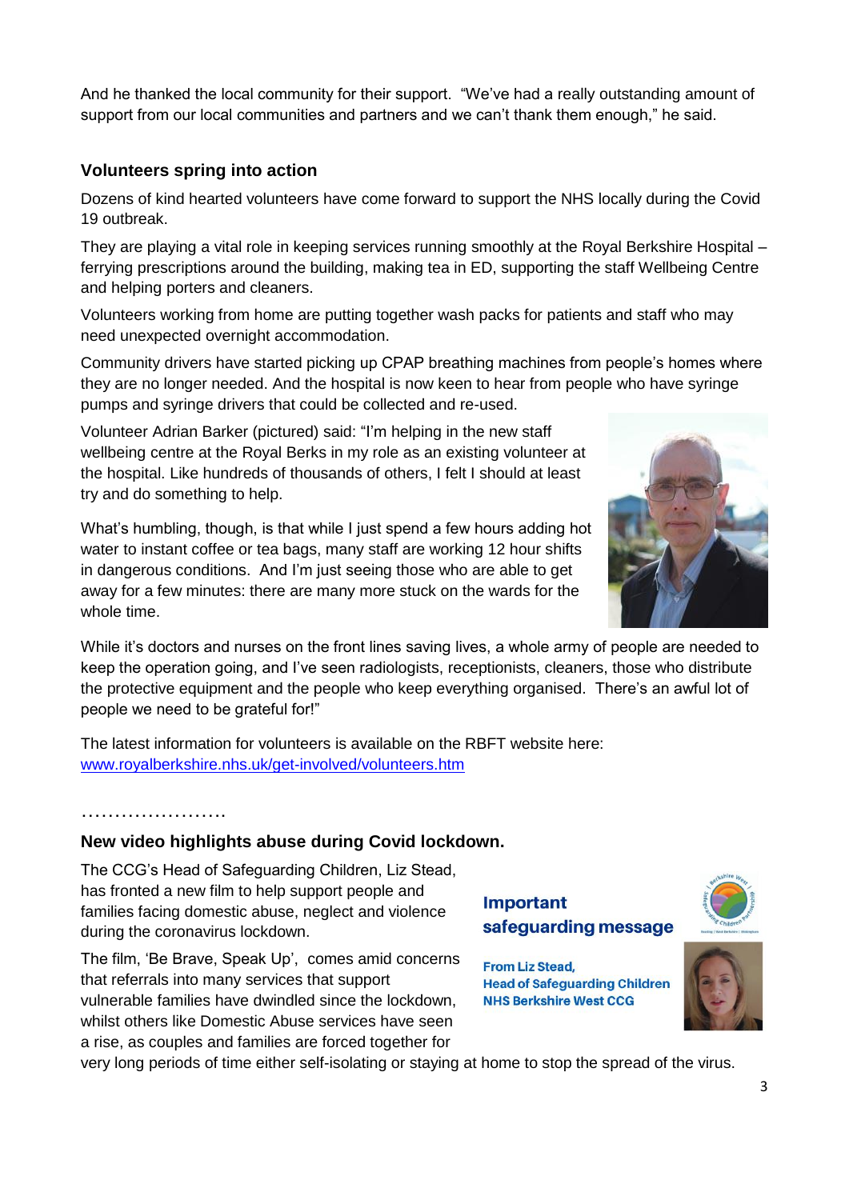And he thanked the local community for their support. "We've had a really outstanding amount of support from our local communities and partners and we can't thank them enough," he said.

### Volunteers spring into action

Dozens of kind hearted volunteers have come forward to support the NHS locally during the Covid 19 outbreak.

They are playing a vital role in keeping services running smoothly at the Royal Berkshire Hospital – ferrying prescriptions around the building, making tea in ED, supporting the staff Wellbeing Centre and helping porters and cleaners.

Volunteers working from home are putting together wash packs for patients and staff who may need unexpected overnight accommodation.

Community drivers have started picking up CPAP breathing machines from people's homes where they are no longer needed. And the hospital is now keen to hear from people who have syringe pumps and syringe drivers that could be collected and re-used.

Volunteer Adrian Barker (pictured) said: "I'm helping in the new staff wellbeing centre at the Royal Berks in my role as an existing volunteer at the hospital. Like hundreds of thousands of others, I felt I should at least try and do something to help.

What's humbling, though, is that while I just spend a few hours adding hot water to instant coffee or tea bags, many staff are working 12 hour shifts in dangerous conditions. And I'm just seeing those who are able to get away for a few minutes: there are many more stuck on the wards for the whole time.

While it's doctors and nurses on the front lines saving lives, a whole army of people are needed to keep the operation going, and I've seen radiologists, receptionists, cleaners, those who distribute the protective equipment and the people who keep everything organised. There's an awful lot of people we need to be grateful for!"

The latest information for volunteers is available on the RBFT website here: [www.royalberkshire.nhs.uk/get-involved/volunteers.htm](http://www.royalberkshire.nhs.uk/get-involved/volunteers.htm)

…………………

### New video highlights abuse during Covid lockdown.

The CCG's Head of Safeguarding Children, Liz Stead, has fronted a new film to help support people and families facing domestic abuse, neglect and violence during the coronavirus lockdown.

**Important safeguarding message**

**From Liz Stead, Head of Safeguarding Children NHS Berkshire West CCG**

The film, 'Be Brave, Speak Up', comes amid concerns that referrals into many services that support vulnerable families have dwindled since the lockdown, whilst others like Domestic Abuse services have seen a rise, as couples and families are forced together for very long periods of time either self-isolating or staying at home to stop the spread of the virus.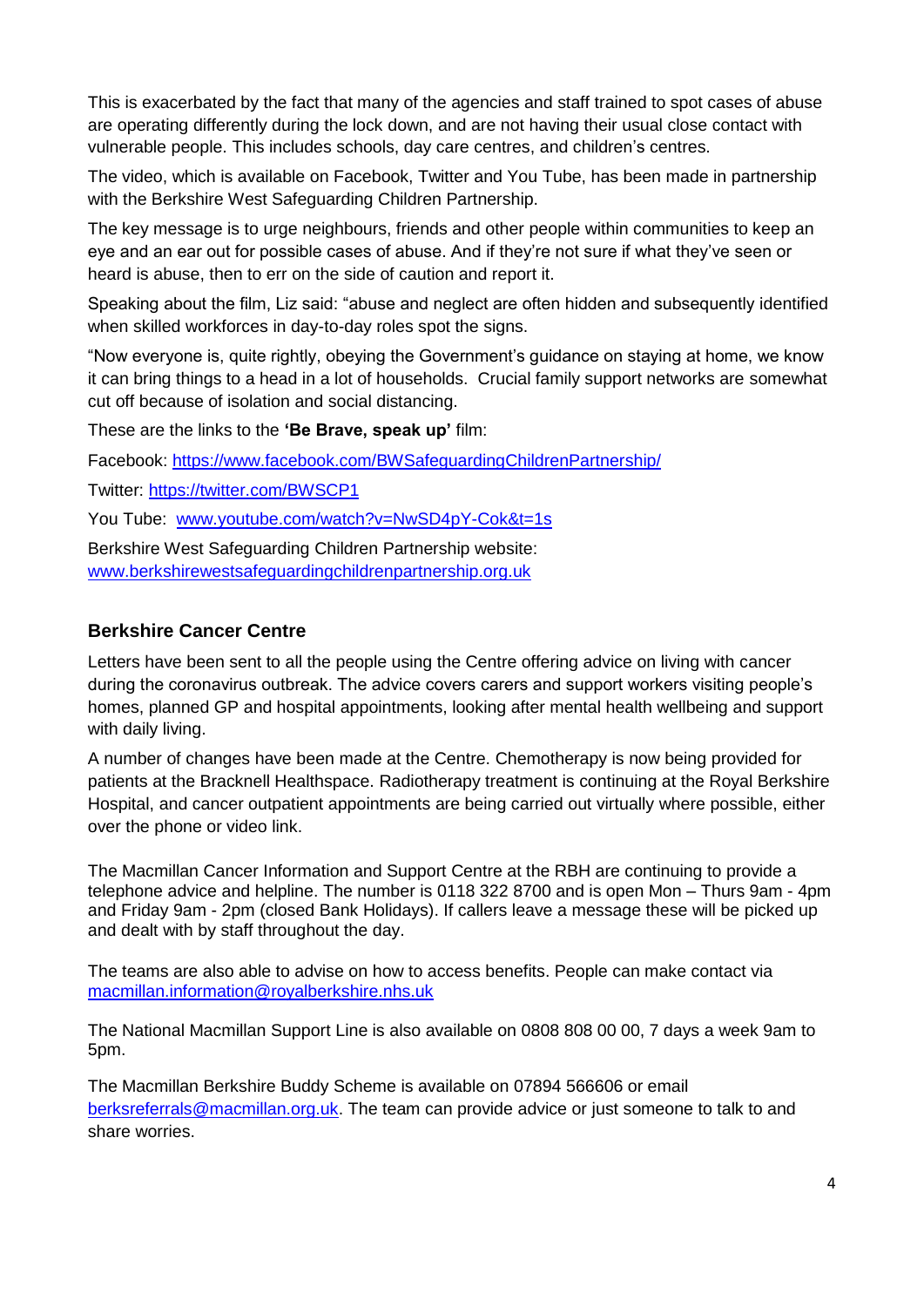This is exacerbated by the fact that many of the agencies and staff trained to spot cases of abuse are operating differently during the lock down, and are not having their usual close contact with vulnerable people. This includes schools, day care centres, and children's centres.

The video, which is available on Facebook, Twitter and You Tube, has been made in partnership with the Berkshire West Safeguarding Children Partnership.

The key message is to urge neighbours, friends and other people within communities to keep an eye and an ear out for possible cases of abuse. And if they're not sure if what they've seen or heard is abuse, then to err on the side of caution and report it.

Speaking about the film, Liz said: "abuse and neglect are often hidden and subsequently identified when skilled workforces in day-to-day roles spot the signs.

"Now everyone is, quite rightly, obeying the Government's guidance on staying at home, we know it can bring things to a head in a lot of households. Crucial family support networks are somewhat cut off because of isolation and social distancing.

These are the links to the **'Be Brave, speak up'** film:

Facebook: https://www.facebook.com/BWSafeguardingChildrenPartnership/

Twitter: https://twitter.com/BWSCP1

You Tube: www.youtube.com/watch?v=NwSD4pY-Cok&t=1s

Berkshire West Safeguarding Children Partnership website: www.berkshirewestsafeguardingchildrenpartnership.org.uk

## Berkshire Cancer Centre

Letters have been sent to all the people using the Centre offering advice on living with cancer during the coronavirus outbreak. The advice covers carers and support workers visiting people's homes, planned GP and hospital appointments, looking after mental health wellbeing and support with daily living.

A number of changes have been made at the Centre. Chemotherapy is now being provided for patients at the Bracknell Healthspace. Radiotherapy treatment is continuing at the Royal Berkshire Hospital, and cancer outpatient appointments are being carried out virtually where possible, either over the phone or video link.

The Macmillan Cancer Information and Support Centre at the RBH are continuing to provide a telephone advice and helpline. The number is 0118 322 8700 and is open Mon – Thurs 9am - 4pm and Friday 9am - 2pm (closed Bank Holidays). If callers leave a message these will be picked up and dealt with by staff throughout the day.

The teams are also able to advise on how to access benefits. People can make contact via macmillan.information@royalberkshire.nhs.uk

The National Macmillan Support Line is also available on 0808 808 00 00, 7 days a week 9am to 5pm.

The Macmillan Berkshire Buddy Scheme is available on 07894 566606 or email berksreferrals@macmillan.org.uk. The team can provide advice or just someone to talk to and share worries.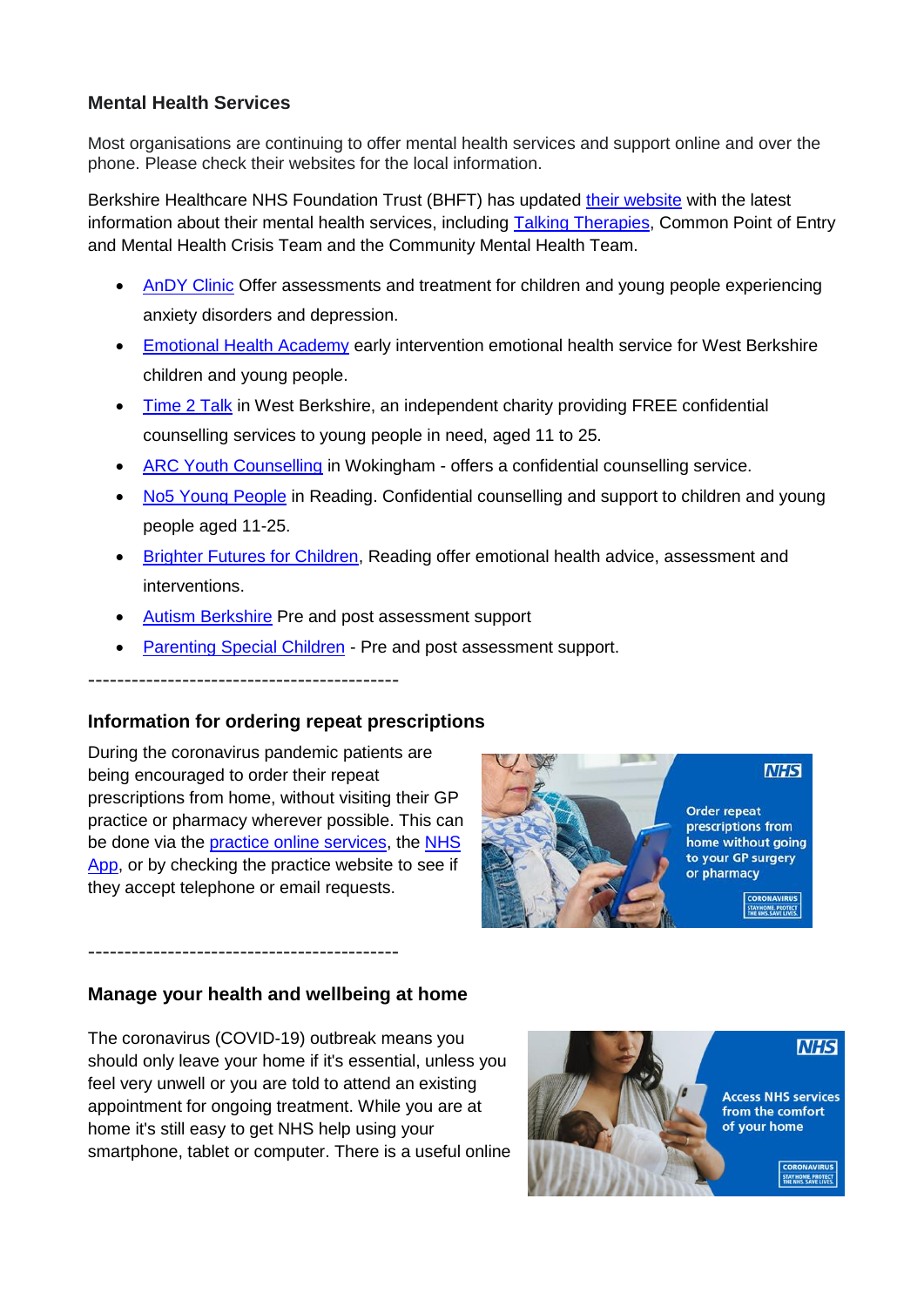### Mental Health Services

Most organisations are continuing to offer mental health services and support online and over the phone. Please check their websites for the local information.

Berkshire Healthcare NHS Foundation Trust (BHFT) has updated their website with the latest information about their mental health services, including Talking Therapies, Common Point of Entry and Mental Health Crisis Team and the Community Mental Health Team.

- AnDY Clinic Offer assessments and treatment for children and young people experiencing anxiety disorders and depression.
- Emotional Health Academy early intervention emotional health service for West Berkshire children and young people.
- Time 2 Talk in West Berkshire, an independent charity providing FREE confidential counselling services to young people in need, aged 11 to 25.
- ARC Youth Counselling in Wokingham - offers a confidential counselling service.
- No5 Young People in Reading. Confidential counselling and support to children and young people aged 11-25.
- Brighter Futures for Children, Reading offer emotional health advice, assessment and interventions.
- Autism Berkshire Pre and post assessment support
- Parenting Special Children - Pre and post assessment support.

-------------------------------------------

### Information for ordering repeat prescriptions

During the coronavirus pandemic patients are being encouraged to order their repeat prescriptions from home, without visiting their GP practice or pharmacy wherever possible. This can be done via the practice online services, the NHS App, or by checking the practice website to see if they accept telephone or email requests.

-------------------------------------------

### Manage your health and wellbeing at home

The coronavirus (COVID-19) outbreak means you should only leave your home if it's essential, unless you feel very unwell or you are told to attend an existing appointment for ongoing treatment. While you are at home it's still easy to get NHS help using your smartphone, tablet or computer. There is a useful online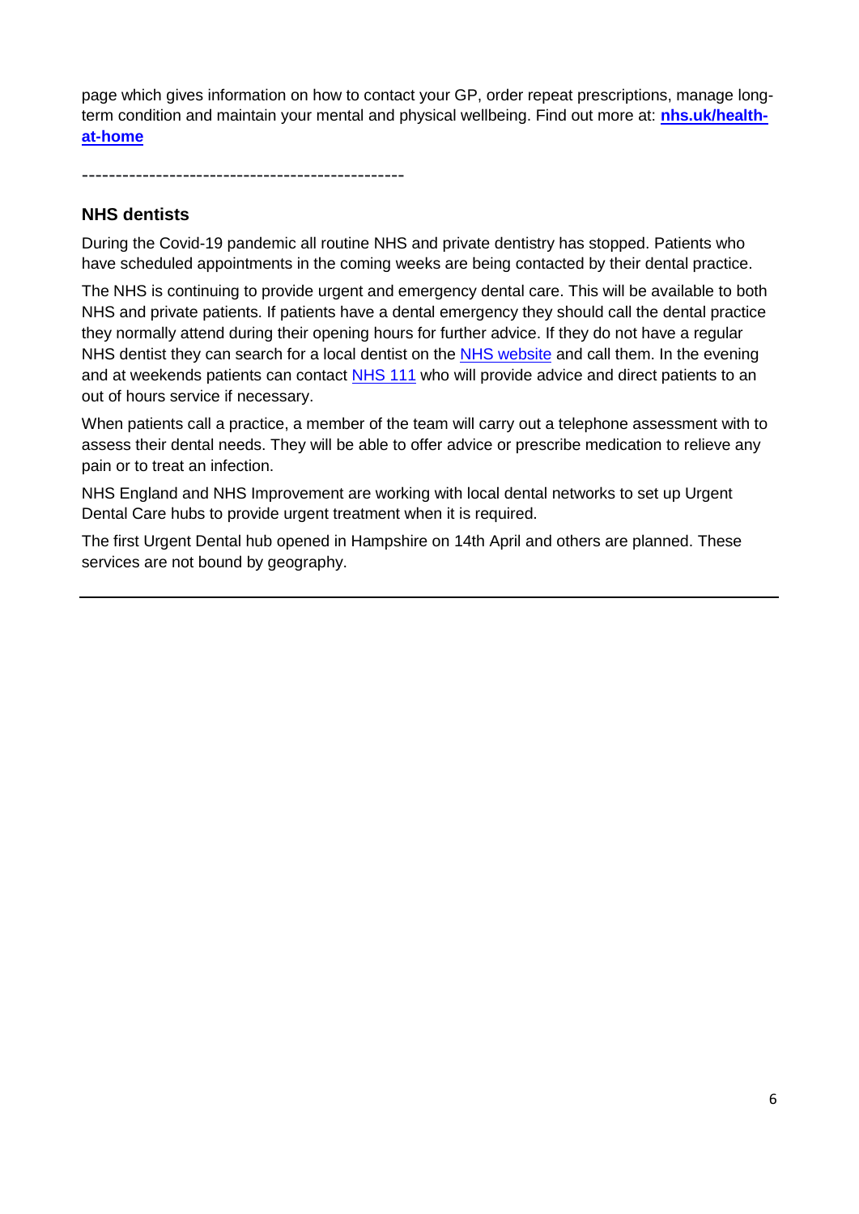page which gives information on how to contact your GP, order repeat prescriptions, manage long-term condition and maintain your mental and physical wellbeing. Find out more at: **nhs.uk/health-at-home**

------------------------------------------------

### NHS dentists

During the Covid-19 pandemic all routine NHS and private dentistry has stopped. Patients who have scheduled appointments in the coming weeks are being contacted by their dental practice.

The NHS is continuing to provide urgent and emergency dental care. This will be available to both NHS and private patients. If patients have a dental emergency they should call the dental practice they normally attend during their opening hours for further advice. If they do not have a regular NHS dentist they can search for a local dentist on the NHS website and call them. In the evening and at weekends patients can contact NHS 111 who will provide advice and direct patients to an out of hours service if necessary.

When patients call a practice, a member of the team will carry out a telephone assessment with to assess their dental needs. They will be able to offer advice or prescribe medication to relieve any pain or to treat an infection.

NHS England and NHS Improvement are working with local dental networks to set up Urgent Dental Care hubs to provide urgent treatment when it is required.

The first Urgent Dental hub opened in Hampshire on 14th April and others are planned. These services are not bound by geography.

---